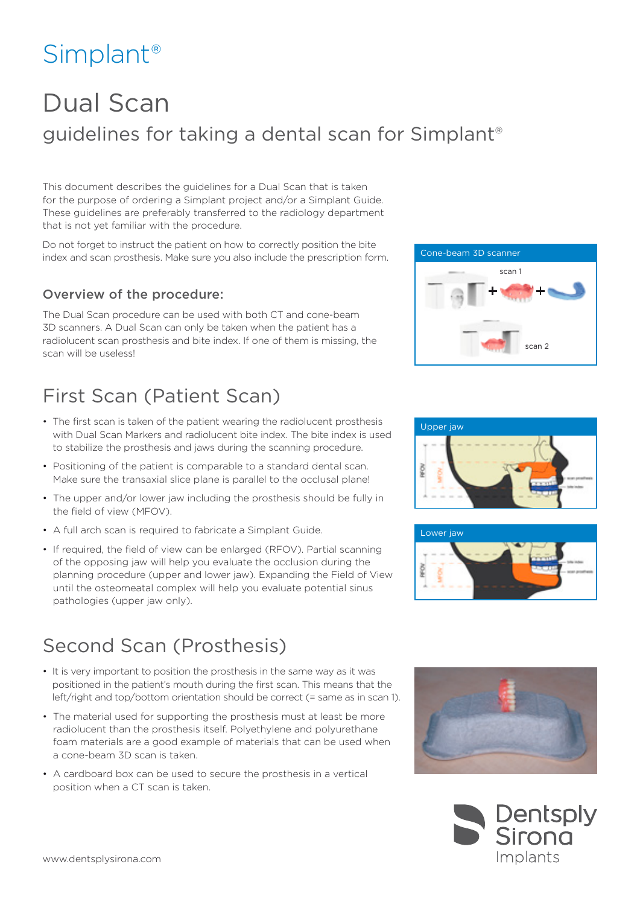# Simplant®

# Dual Scan

## guidelines for taking a dental scan for Simplant®

This document describes the guidelines for a Dual Scan that is taken for the purpose of ordering a Simplant project and/or a Simplant Guide. These guidelines are preferably transferred to the radiology department that is not yet familiar with the procedure.

Do not forget to instruct the patient on how to correctly position the bite index and scan prosthesis. Make sure you also include the prescription form.

### Overview of the procedure:

The Dual Scan procedure can be used with both CT and cone-beam 3D scanners. A Dual Scan can only be taken when the patient has a radiolucent scan prosthesis and bite index. If one of them is missing, the scan will be useless!

Cone-beam 3D scanner

scan 1

scan 2

## First Scan (Patient Scan)

- The first scan is taken of the patient wearing the radiolucent prosthesis with Dual Scan Markers and radiolucent bite index. The bite index is used to stabilize the prosthesis and jaws during the scanning procedure.
- Positioning of the patient is comparable to a standard dental scan. Make sure the transaxial slice plane is parallel to the occlusal plane!
- The upper and/or lower jaw including the prosthesis should be fully in the field of view (MFOV).
- A full arch scan is required to fabricate a Simplant Guide.
- If required, the field of view can be enlarged (RFOV). Partial scanning of the opposing jaw will help you evaluate the occlusion during the planning procedure (upper and lower jaw). Expanding the Field of View until the osteomeatal complex will help you evaluate potential sinus pathologies (upper jaw only).

Upper jaw

Lower jaw

## Second Scan (Prosthesis)

- It is very important to position the prosthesis in the same way as it was positioned in the patient's mouth during the first scan. This means that the left/right and top/bottom orientation should be correct (= same as in scan 1).
- The material used for supporting the prosthesis must at least be more radiolucent than the prosthesis itself. Polyethylene and polyurethane foam materials are a good example of materials that can be used when a cone-beam 3D scan is taken.
- A cardboard box can be used to secure the prosthesis in a vertical position when a CT scan is taken.

Dentsply Sirona Implants

www.dentsplysirona.com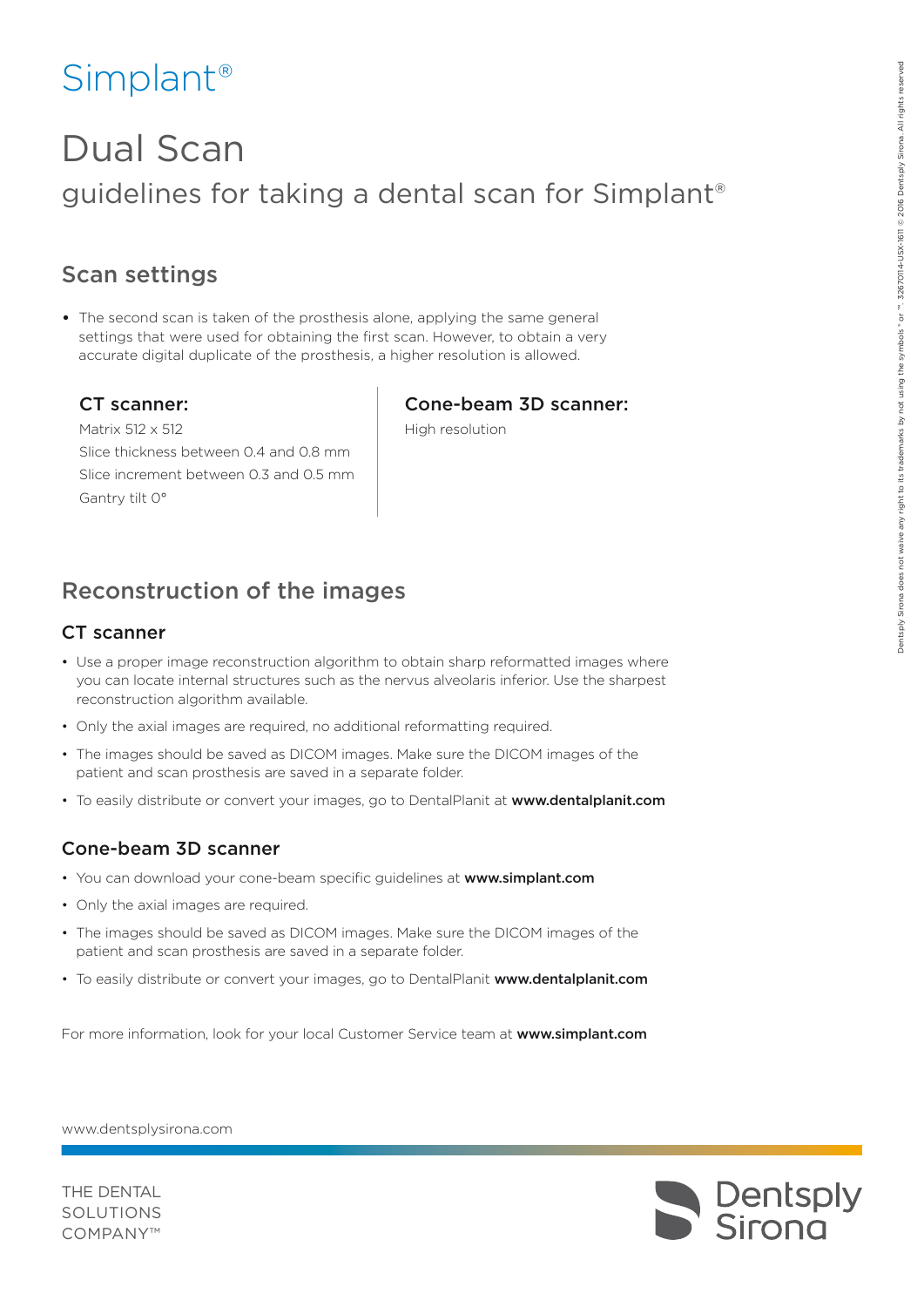# Simplant®

# Dual Scan

## guidelines for taking a dental scan for Simplant®

## Scan settings

- The second scan is taken of the prosthesis alone, applying the same general settings that were used for obtaining the first scan. However, to obtain a very accurate digital duplicate of the prosthesis, a higher resolution is allowed.

### CT scanner:

Matrix 512 x 512
Slice thickness between 0.4 and 0.8 mm
Slice increment between 0.3 and 0.5 mm
Gantry tilt 0°

### Cone-beam 3D scanner:

High resolution

## Reconstruction of the images

### CT scanner

- Use a proper image reconstruction algorithm to obtain sharp reformatted images where you can locate internal structures such as the nervus alveolaris inferior. Use the sharpest reconstruction algorithm available.
- Only the axial images are required, no additional reformatting required.
- The images should be saved as DICOM images. Make sure the DICOM images of the patient and scan prosthesis are saved in a separate folder.
- To easily distribute or convert your images, go to DentalPlanit at **www.dentalplanit.com**

### Cone-beam 3D scanner

- You can download your cone-beam specific guidelines at **www.simplant.com**
- Only the axial images are required.
- The images should be saved as DICOM images. Make sure the DICOM images of the patient and scan prosthesis are saved in a separate folder.
- To easily distribute or convert your images, go to DentalPlanit **www.dentalplanit.com**

For more information, look for your local Customer Service team at **www.simplant.com**

www.dentsplysirona.com

THE DENTAL SOLUTIONS COMPANY™

Dentsply Sirona

Dentsply Sirona does not waive any right to its trademarks by not using the symbols ® or ™. 32670114-USX-1611 © 2016 Dentsply Sirona. All rights reserved